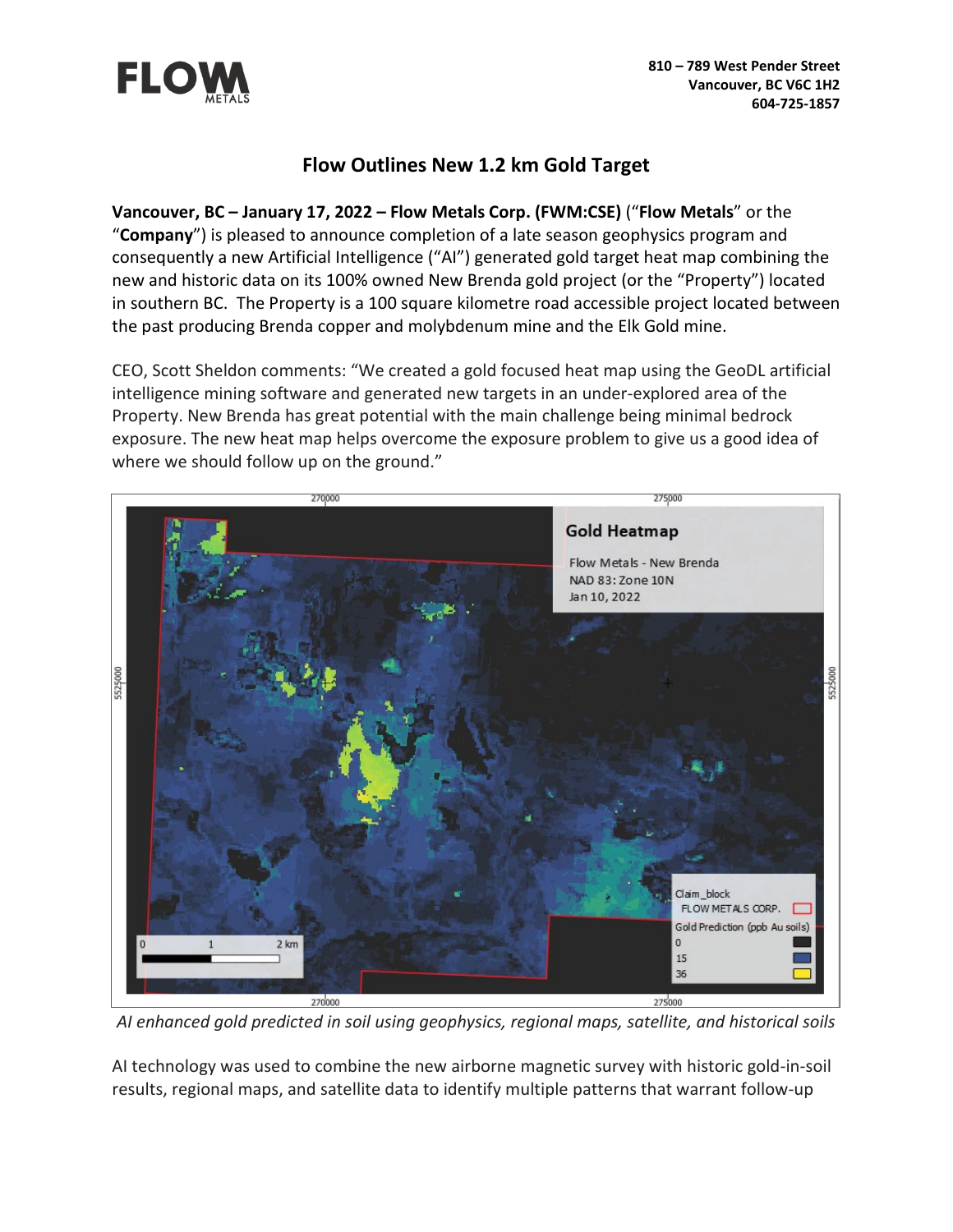810 – 789 West Pender Street
Vancouver, BC V6C 1H2
604-725-1857

# Flow Outlines New 1.2 km Gold Target

**Vancouver, BC – January 17, 2022 – Flow Metals Corp. (FWM:CSE)** ("**Flow Metals**" or the "**Company**") is pleased to announce completion of a late season geophysics program and consequently a new Artificial Intelligence ("AI") generated gold target heat map combining the new and historic data on its 100% owned New Brenda gold project (or the "Property") located in southern BC. The Property is a 100 square kilometre road accessible project located between the past producing Brenda copper and molybdenum mine and the Elk Gold mine.

CEO, Scott Sheldon comments: "We created a gold focused heat map using the GeoDL artificial intelligence mining software and generated new targets in an under-explored area of the Property. New Brenda has great potential with the main challenge being minimal bedrock exposure. The new heat map helps overcome the exposure problem to give us a good idea of where we should follow up on the ground."

*AI enhanced gold predicted in soil using geophysics, regional maps, satellite, and historical soils*

AI technology was used to combine the new airborne magnetic survey with historic gold-in-soil results, regional maps, and satellite data to identify multiple patterns that warrant follow-up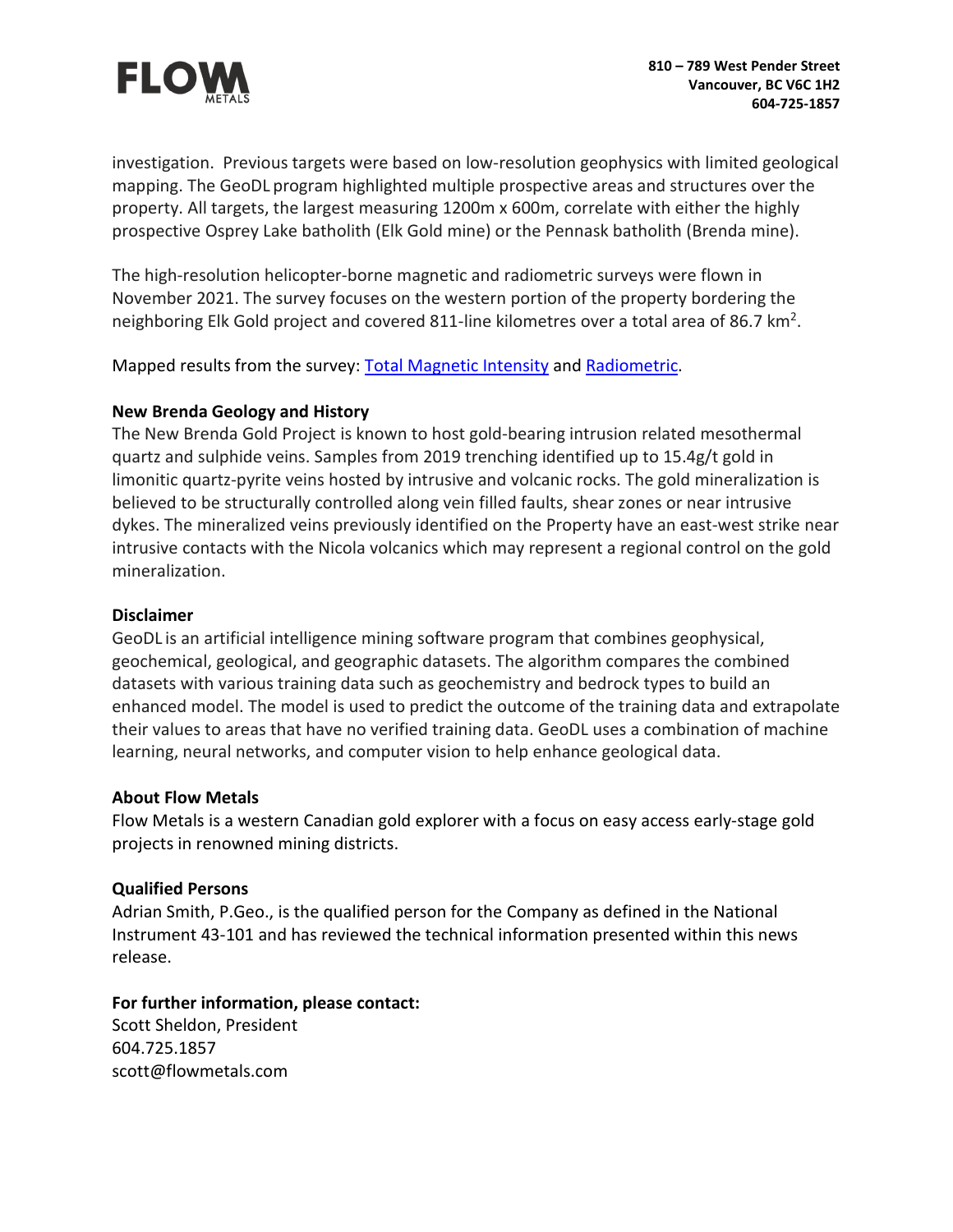investigation. Previous targets were based on low-resolution geophysics with limited geological mapping. The GeoDL program highlighted multiple prospective areas and structures over the property. All targets, the largest measuring 1200m x 600m, correlate with either the highly prospective Osprey Lake batholith (Elk Gold mine) or the Pennask batholith (Brenda mine).

The high-resolution helicopter-borne magnetic and radiometric surveys were flown in November 2021. The survey focuses on the western portion of the property bordering the neighboring Elk Gold project and covered 811-line kilometres over a total area of 86.7 $km^2$.

Mapped results from the survey: [Total Magnetic Intensity]() and [Radiometric]().

**New Brenda Geology and History**

The New Brenda Gold Project is known to host gold-bearing intrusion related mesothermal quartz and sulphide veins. Samples from 2019 trenching identified up to 15.4g/t gold in limonitic quartz-pyrite veins hosted by intrusive and volcanic rocks. The gold mineralization is believed to be structurally controlled along vein filled faults, shear zones or near intrusive dykes. The mineralized veins previously identified on the Property have an east-west strike near intrusive contacts with the Nicola volcanics which may represent a regional control on the gold mineralization.

**Disclaimer**

GeoDL is an artificial intelligence mining software program that combines geophysical, geochemical, geological, and geographic datasets. The algorithm compares the combined datasets with various training data such as geochemistry and bedrock types to build an enhanced model. The model is used to predict the outcome of the training data and extrapolate their values to areas that have no verified training data. GeoDL uses a combination of machine learning, neural networks, and computer vision to help enhance geological data.

**About Flow Metals**

Flow Metals is a western Canadian gold explorer with a focus on easy access early-stage gold projects in renowned mining districts.

**Qualified Persons**

Adrian Smith, P.Geo., is the qualified person for the Company as defined in the National Instrument 43-101 and has reviewed the technical information presented within this news release.

**For further information, please contact:**

Scott Sheldon, President
604.725.1857
scott@flowmetals.com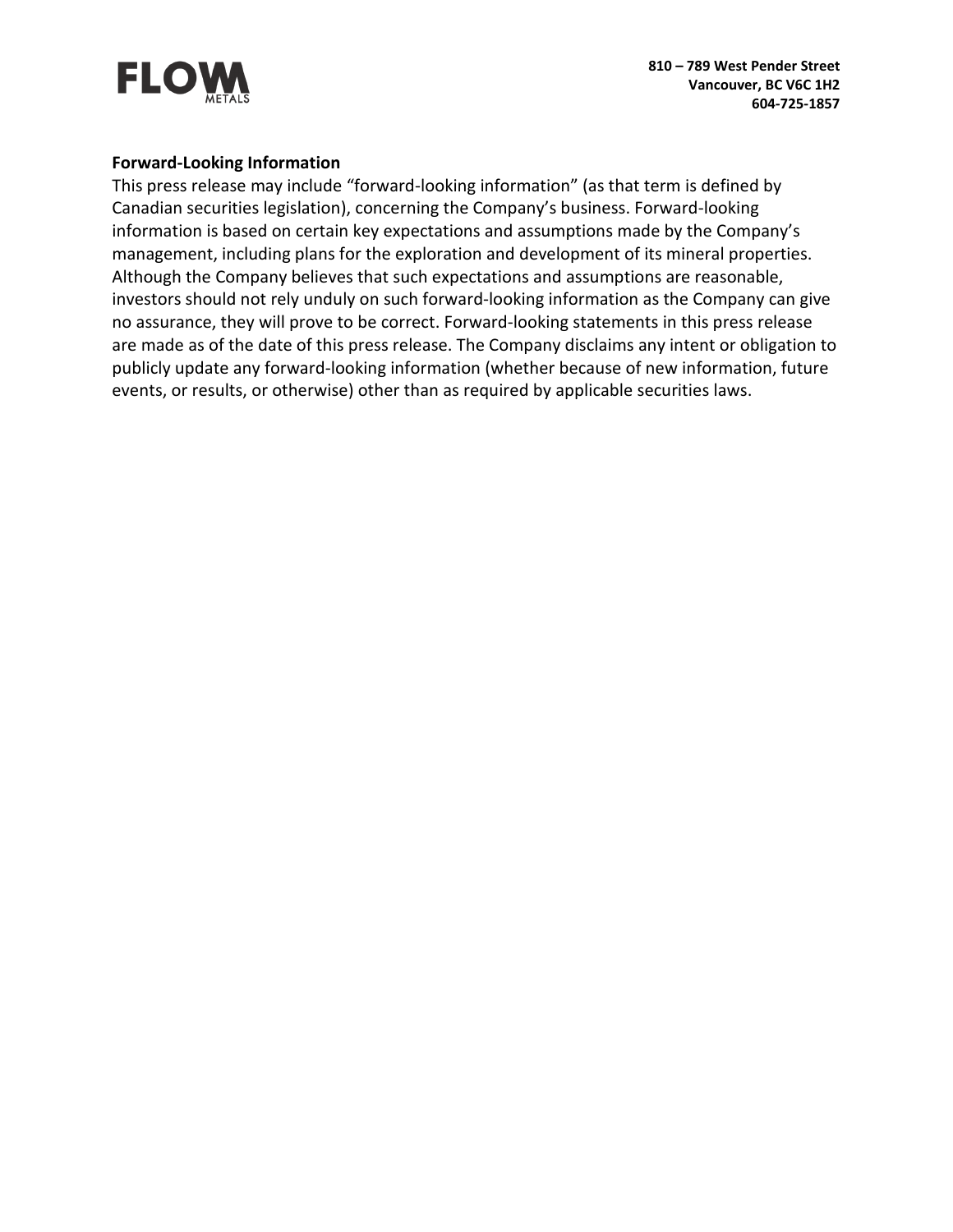810 – 789 West Pender Street
Vancouver, BC V6C 1H2
604-725-1857

**Forward-Looking Information**

This press release may include "forward-looking information" (as that term is defined by Canadian securities legislation), concerning the Company's business. Forward-looking information is based on certain key expectations and assumptions made by the Company's management, including plans for the exploration and development of its mineral properties. Although the Company believes that such expectations and assumptions are reasonable, investors should not rely unduly on such forward-looking information as the Company can give no assurance, they will prove to be correct. Forward-looking statements in this press release are made as of the date of this press release. The Company disclaims any intent or obligation to publicly update any forward-looking information (whether because of new information, future events, or results, or otherwise) other than as required by applicable securities laws.